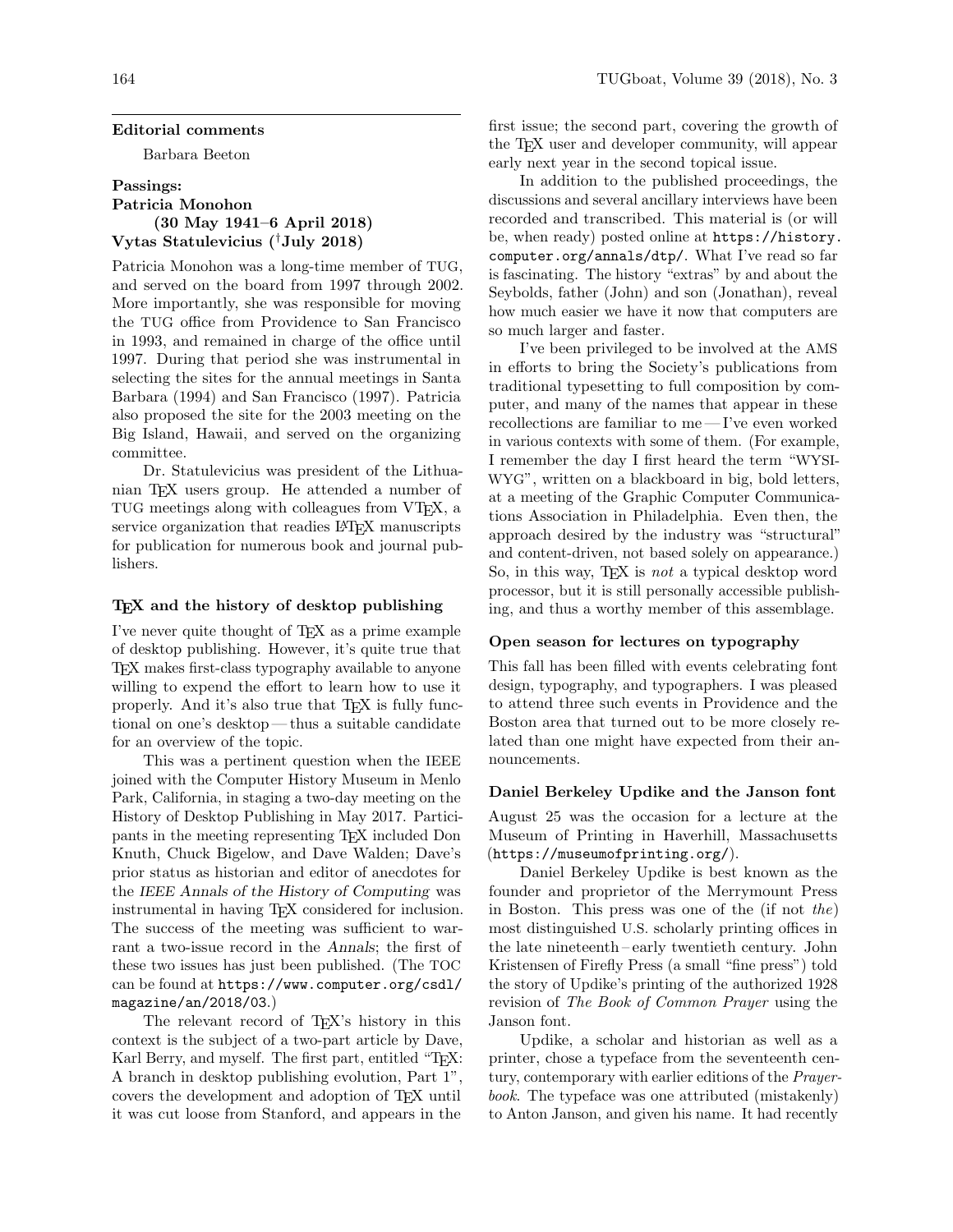### Editorial comments

Barbara Beeton

#### Passings: Patricia Monohon (30 May 1941–6 April 2018) Vytas Statulevicius (†July 2018)

Patricia Monohon was a long-time member of TUG, and served on the board from 1997 through 2002. More importantly, she was responsible for moving the TUG office from Providence to San Francisco in 1993, and remained in charge of the office until 1997. During that period she was instrumental in selecting the sites for the annual meetings in Santa Barbara (1994) and San Francisco (1997). Patricia also proposed the site for the 2003 meeting on the Big Island, Hawaii, and served on the organizing committee.

Dr. Statulevicius was president of the Lithuanian TEX users group. He attended a number of TUG meetings along with colleagues from VTEX, a service organization that readies LATEX manuscripts for publication for numerous book and journal publishers.

#### TEX and the history of desktop publishing

I've never quite thought of TEX as a prime example of desktop publishing. However, it's quite true that TEX makes first-class typography available to anyone willing to expend the effort to learn how to use it properly. And it's also true that TEX is fully functional on one's desktop — thus a suitable candidate for an overview of the topic.

This was a pertinent question when the IEEE joined with the Computer History Museum in Menlo Park, California, in staging a two-day meeting on the History of Desktop Publishing in May 2017. Participants in the meeting representing TEX included Don Knuth, Chuck Bigelow, and Dave Walden; Dave's prior status as historian and editor of anecdotes for the *IEEE Annals of the History of Computing* was instrumental in having TEX considered for inclusion. The success of the meeting was sufficient to warrant a two-issue record in the *Annals*; the first of these two issues has just been published. (The TOC can be found at `https://www.computer.org/csdl/magazine/an/2018/03`.)

The relevant record of TEX's history in this context is the subject of a two-part article by Dave, Karl Berry, and myself. The first part, entitled "TEX: A branch in desktop publishing evolution, Part 1", covers the development and adoption of TEX until it was cut loose from Stanford, and appears in the first issue; the second part, covering the growth of the TEX user and developer community, will appear early next year in the second topical issue.

In addition to the published proceedings, the discussions and several ancillary interviews have been recorded and transcribed. This material is (or will be, when ready) posted online at `https://history.computer.org/annals/dtp/`. What I've read so far is fascinating. The history "extras" by and about the Seybolds, father (John) and son (Jonathan), reveal how much easier we have it now that computers are so much larger and faster.

I've been privileged to be involved at the AMS in efforts to bring the Society's publications from traditional typesetting to full composition by computer, and many of the names that appear in these recollections are familiar to me — I've even worked in various contexts with some of them. (For example, I remember the day I first heard the term "WYSIWYG", written on a blackboard in big, bold letters, at a meeting of the Graphic Computer Communications Association in Philadelphia. Even then, the approach desired by the industry was "structural" and content-driven, not based solely on appearance.) So, in this way, TEX is *not* a typical desktop word processor, but it is still personally accessible publishing, and thus a worthy member of this assemblage.

#### Open season for lectures on typography

This fall has been filled with events celebrating font design, typography, and typographers. I was pleased to attend three such events in Providence and the Boston area that turned out to be more closely related than one might have expected from their announcements.

#### Daniel Berkeley Updike and the Janson font

August 25 was the occasion for a lecture at the Museum of Printing in Haverhill, Massachusetts (`https://museumofprinting.org/`).

Daniel Berkeley Updike is best known as the founder and proprietor of the Merrymount Press in Boston. This press was one of the (if not *the*) most distinguished U.S. scholarly printing offices in the late nineteenth – early twentieth century. John Kristensen of Firefly Press (a small "fine press") told the story of Updike's printing of the authorized 1928 revision of *The Book of Common Prayer* using the Janson font.

Updike, a scholar and historian as well as a printer, chose a typeface from the seventeenth century, contemporary with earlier editions of the *Prayerbook*. The typeface was one attributed (mistakenly) to Anton Janson, and given his name. It had recently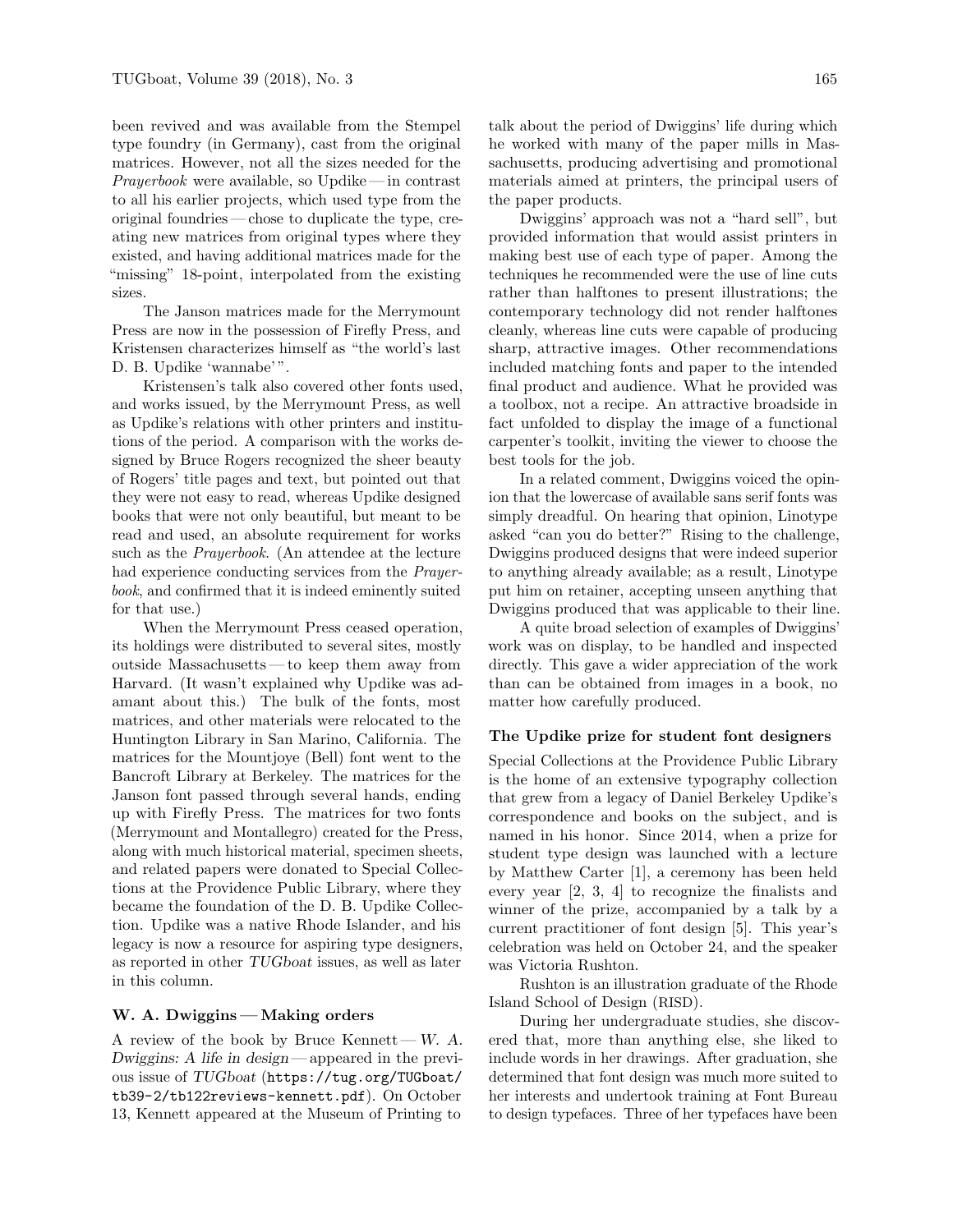been revived and was available from the Stempel type foundry (in Germany), cast from the original matrices. However, not all the sizes needed for the *Prayerbook* were available, so Updike — in contrast to all his earlier projects, which used type from the original foundries — chose to duplicate the type, creating new matrices from original types where they existed, and having additional matrices made for the "missing" 18-point, interpolated from the existing sizes.

The Janson matrices made for the Merrymount Press are now in the possession of Firefly Press, and Kristensen characterizes himself as "the world's last D. B. Updike 'wannabe'".

Kristensen's talk also covered other fonts used, and works issued, by the Merrymount Press, as well as Updike's relations with other printers and institutions of the period. A comparison with the works designed by Bruce Rogers recognized the sheer beauty of Rogers' title pages and text, but pointed out that they were not easy to read, whereas Updike designed books that were not only beautiful, but meant to be read and used, an absolute requirement for works such as the *Prayerbook*. (An attendee at the lecture had experience conducting services from the *Prayerbook*, and confirmed that it is indeed eminently suited for that use.)

When the Merrymount Press ceased operation, its holdings were distributed to several sites, mostly outside Massachusetts — to keep them away from Harvard. (It wasn't explained why Updike was adamant about this.) The bulk of the fonts, most matrices, and other materials were relocated to the Huntington Library in San Marino, California. The matrices for the Mountjoye (Bell) font went to the Bancroft Library at Berkeley. The matrices for the Janson font passed through several hands, ending up with Firefly Press. The matrices for two fonts (Merrymount and Montallegro) created for the Press, along with much historical material, specimen sheets, and related papers were donated to Special Collections at the Providence Public Library, where they became the foundation of the D. B. Updike Collection. Updike was a native Rhode Islander, and his legacy is now a resource for aspiring type designers, as reported in other *TUGboat* issues, as well as later in this column.

### W. A. Dwiggins — Making orders

A review of the book by Bruce Kennett — *W. A. Dwiggins: A life in design* — appeared in the previous issue of *TUGboat* (`https://tug.org/TUGboat/tb39-2/tb122reviews-kennett.pdf`). On October 13, Kennett appeared at the Museum of Printing to talk about the period of Dwiggins' life during which he worked with many of the paper mills in Massachusetts, producing advertising and promotional materials aimed at printers, the principal users of the paper products.

Dwiggins' approach was not a "hard sell", but provided information that would assist printers in making best use of each type of paper. Among the techniques he recommended were the use of line cuts rather than halftones to present illustrations; the contemporary technology did not render halftones cleanly, whereas line cuts were capable of producing sharp, attractive images. Other recommendations included matching fonts and paper to the intended final product and audience. What he provided was a toolbox, not a recipe. An attractive broadside in fact unfolded to display the image of a functional carpenter's toolkit, inviting the viewer to choose the best tools for the job.

In a related comment, Dwiggins voiced the opinion that the lowercase of available sans serif fonts was simply dreadful. On hearing that opinion, Linotype asked "can you do better?" Rising to the challenge, Dwiggins produced designs that were indeed superior to anything already available; as a result, Linotype put him on retainer, accepting unseen anything that Dwiggins produced that was applicable to their line.

A quite broad selection of examples of Dwiggins' work was on display, to be handled and inspected directly. This gave a wider appreciation of the work than can be obtained from images in a book, no matter how carefully produced.

### The Updike prize for student font designers

Special Collections at the Providence Public Library is the home of an extensive typography collection that grew from a legacy of Daniel Berkeley Updike's correspondence and books on the subject, and is named in his honor. Since 2014, when a prize for student type design was launched with a lecture by Matthew Carter [1], a ceremony has been held every year [2, 3, 4] to recognize the finalists and winner of the prize, accompanied by a talk by a current practitioner of font design [5]. This year's celebration was held on October 24, and the speaker was Victoria Rushton.

Rushton is an illustration graduate of the Rhode Island School of Design (RISD).

During her undergraduate studies, she discovered that, more than anything else, she liked to include words in her drawings. After graduation, she determined that font design was much more suited to her interests and undertook training at Font Bureau to design typefaces. Three of her typefaces have been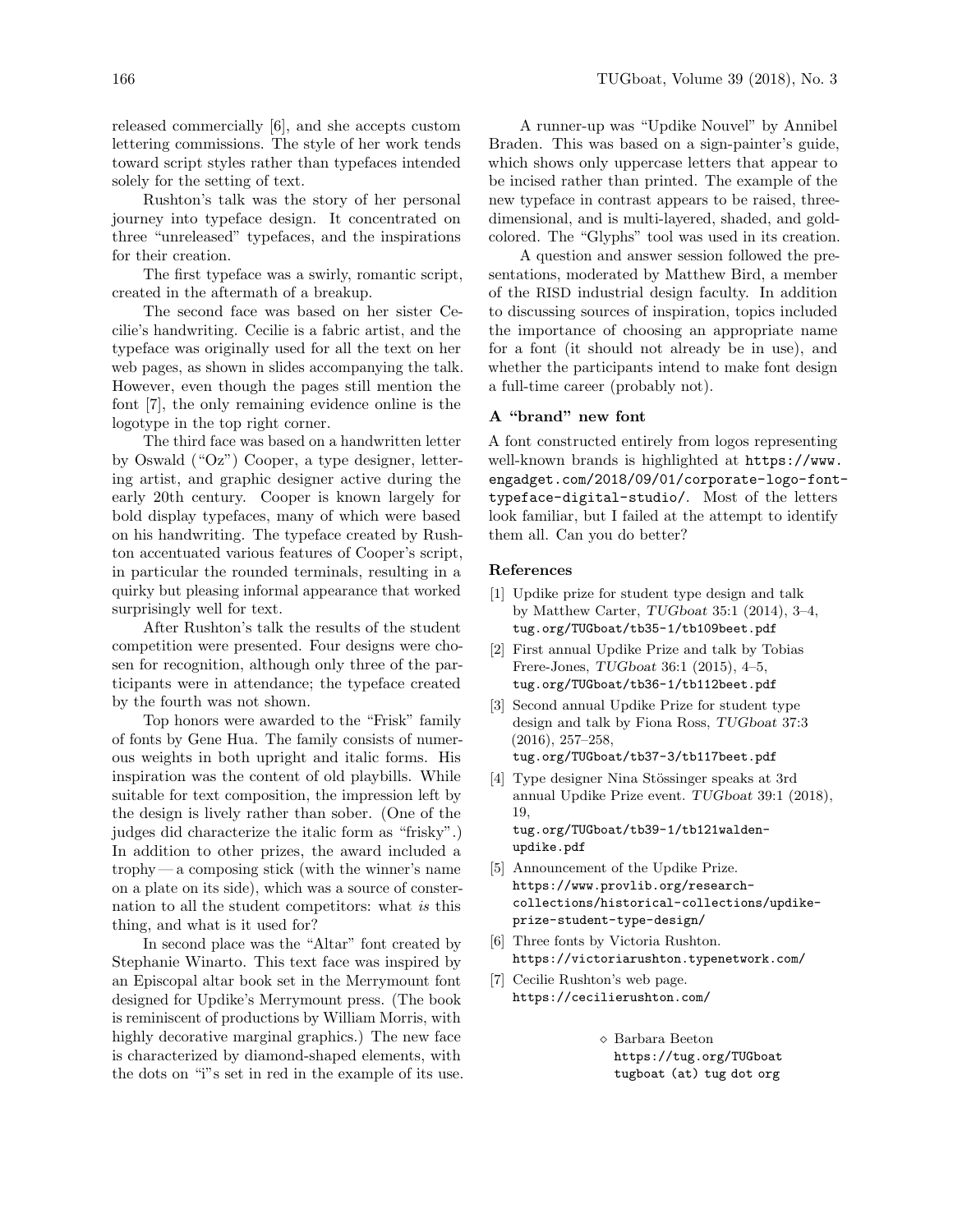released commercially [6], and she accepts custom lettering commissions. The style of her work tends toward script styles rather than typefaces intended solely for the setting of text.

Rushton's talk was the story of her personal journey into typeface design. It concentrated on three "unreleased" typefaces, and the inspirations for their creation.

The first typeface was a swirly, romantic script, created in the aftermath of a breakup.

The second face was based on her sister Cecilie's handwriting. Cecilie is a fabric artist, and the typeface was originally used for all the text on her web pages, as shown in slides accompanying the talk. However, even though the pages still mention the font [7], the only remaining evidence online is the logotype in the top right corner.

The third face was based on a handwritten letter by Oswald ("Oz") Cooper, a type designer, lettering artist, and graphic designer active during the early 20th century. Cooper is known largely for bold display typefaces, many of which were based on his handwriting. The typeface created by Rushton accentuated various features of Cooper's script, in particular the rounded terminals, resulting in a quirky but pleasing informal appearance that worked surprisingly well for text.

After Rushton's talk the results of the student competition were presented. Four designs were chosen for recognition, although only three of the participants were in attendance; the typeface created by the fourth was not shown.

Top honors were awarded to the "Frisk" family of fonts by Gene Hua. The family consists of numerous weights in both upright and italic forms. His inspiration was the content of old playbills. While suitable for text composition, the impression left by the design is lively rather than sober. (One of the judges did characterize the italic form as "frisky".) In addition to other prizes, the award included a trophy — a composing stick (with the winner's name on a plate on its side), which was a source of consternation to all the student competitors: what *is* this thing, and what is it used for?

In second place was the "Altar" font created by Stephanie Winarto. This text face was inspired by an Episcopal altar book set in the Merrymount font designed for Updike's Merrymount press. (The book is reminiscent of productions by William Morris, with highly decorative marginal graphics.) The new face is characterized by diamond-shaped elements, with the dots on "i"s set in red in the example of its use.

A runner-up was "Updike Nouvel" by Annibel Braden. This was based on a sign-painter's guide, which shows only uppercase letters that appear to be incised rather than printed. The example of the new typeface in contrast appears to be raised, three-dimensional, and is multi-layered, shaded, and gold-colored. The "Glyphs" tool was used in its creation.

A question and answer session followed the presentations, moderated by Matthew Bird, a member of the RISD industrial design faculty. In addition to discussing sources of inspiration, topics included the importance of choosing an appropriate name for a font (it should not already be in use), and whether the participants intend to make font design a full-time career (probably not).

### A "brand" new font

A font constructed entirely from logos representing well-known brands is highlighted at `https://www.engadget.com/2018/09/01/corporate-logo-font-typeface-digital-studio/`. Most of the letters look familiar, but I failed at the attempt to identify them all. Can you do better?

### References

[1] Updike prize for student type design and talk by Matthew Carter, *TUGboat* 35:1 (2014), 3–4, `tug.org/TUGboat/tb35-1/tb109beet.pdf`

[2] First annual Updike Prize and talk by Tobias Frere-Jones, *TUGboat* 36:1 (2015), 4–5, `tug.org/TUGboat/tb36-1/tb112beet.pdf`

[3] Second annual Updike Prize for student type design and talk by Fiona Ross, *TUGboat* 37:3 (2016), 257–258, `tug.org/TUGboat/tb37-3/tb117beet.pdf`

[4] Type designer Nina Stössinger speaks at 3rd annual Updike Prize event. *TUGboat* 39:1 (2018), 19, `tug.org/TUGboat/tb39-1/tb121walden-updike.pdf`

[5] Announcement of the Updike Prize. `https://www.provlib.org/research-collections/historical-collections/updike-prize-student-type-design/`

[6] Three fonts by Victoria Rushton. `https://victoriarushton.typenetwork.com/`

[7] Cecilie Rushton's web page. `https://cecilierushton.com/`

◇ Barbara Beeton
`https://tug.org/TUGboat`
`tugboat (at) tug dot org`